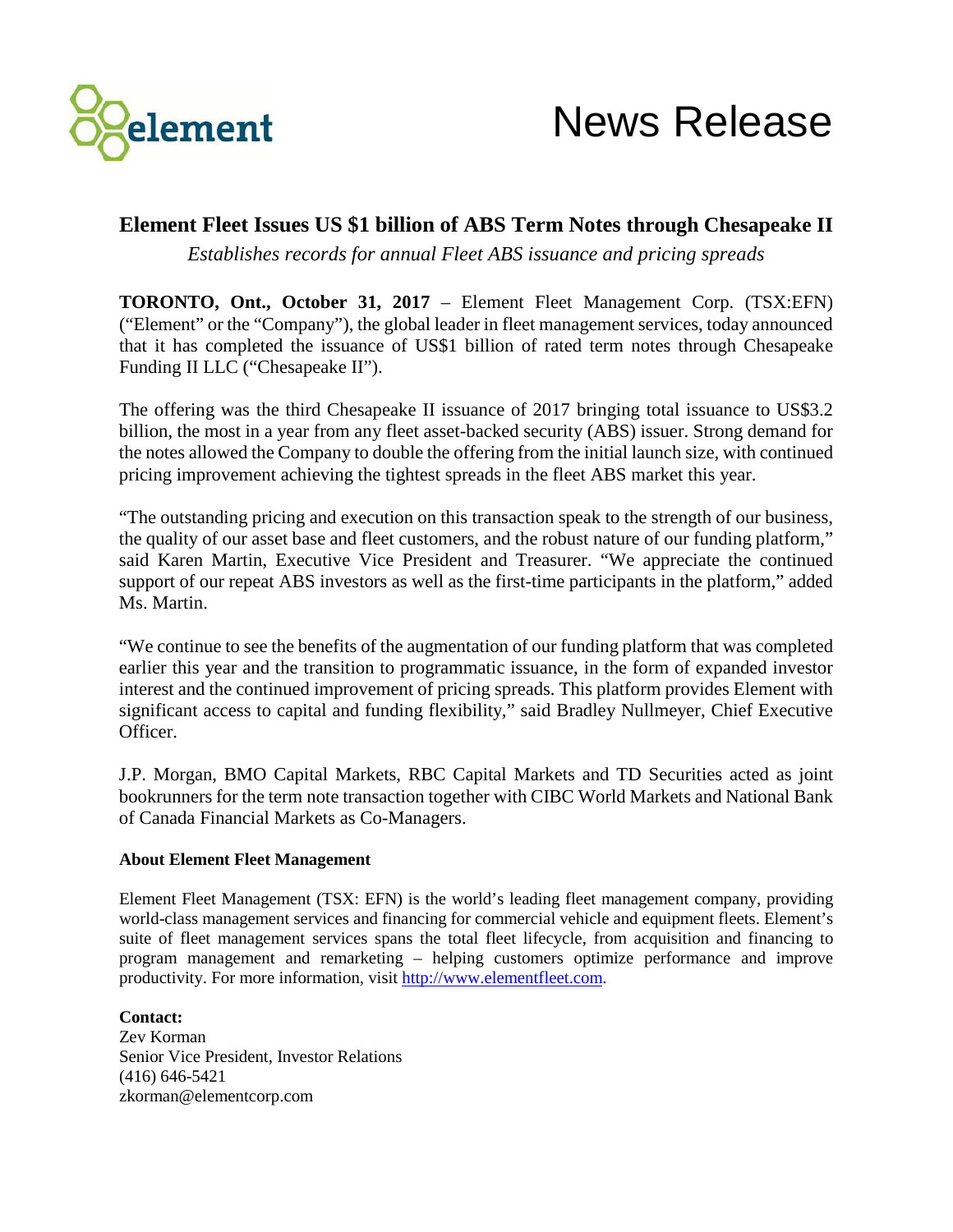element

# News Release

## Element Fleet Issues US $1 billion of ABS Term Notes through Chesapeake II

*Establishes records for annual Fleet ABS issuance and pricing spreads*

**TORONTO, Ont., October 31, 2017** – Element Fleet Management Corp. (TSX:EFN) ("Element" or the "Company"), the global leader in fleet management services, today announced that it has completed the issuance of US$1 billion of rated term notes through Chesapeake Funding II LLC ("Chesapeake II").

The offering was the third Chesapeake II issuance of 2017 bringing total issuance to US$3.2 billion, the most in a year from any fleet asset-backed security (ABS) issuer. Strong demand for the notes allowed the Company to double the offering from the initial launch size, with continued pricing improvement achieving the tightest spreads in the fleet ABS market this year.

"The outstanding pricing and execution on this transaction speak to the strength of our business, the quality of our asset base and fleet customers, and the robust nature of our funding platform," said Karen Martin, Executive Vice President and Treasurer. "We appreciate the continued support of our repeat ABS investors as well as the first-time participants in the platform," added Ms. Martin.

"We continue to see the benefits of the augmentation of our funding platform that was completed earlier this year and the transition to programmatic issuance, in the form of expanded investor interest and the continued improvement of pricing spreads. This platform provides Element with significant access to capital and funding flexibility," said Bradley Nullmeyer, Chief Executive Officer.

J.P. Morgan, BMO Capital Markets, RBC Capital Markets and TD Securities acted as joint bookrunners for the term note transaction together with CIBC World Markets and National Bank of Canada Financial Markets as Co-Managers.

**About Element Fleet Management**

Element Fleet Management (TSX: EFN) is the world's leading fleet management company, providing world-class management services and financing for commercial vehicle and equipment fleets. Element's suite of fleet management services spans the total fleet lifecycle, from acquisition and financing to program management and remarketing – helping customers optimize performance and improve productivity. For more information, visit http://www.elementfleet.com.

**Contact:**
Zev Korman
Senior Vice President, Investor Relations
(416) 646-5421
zkorman@elementcorp.com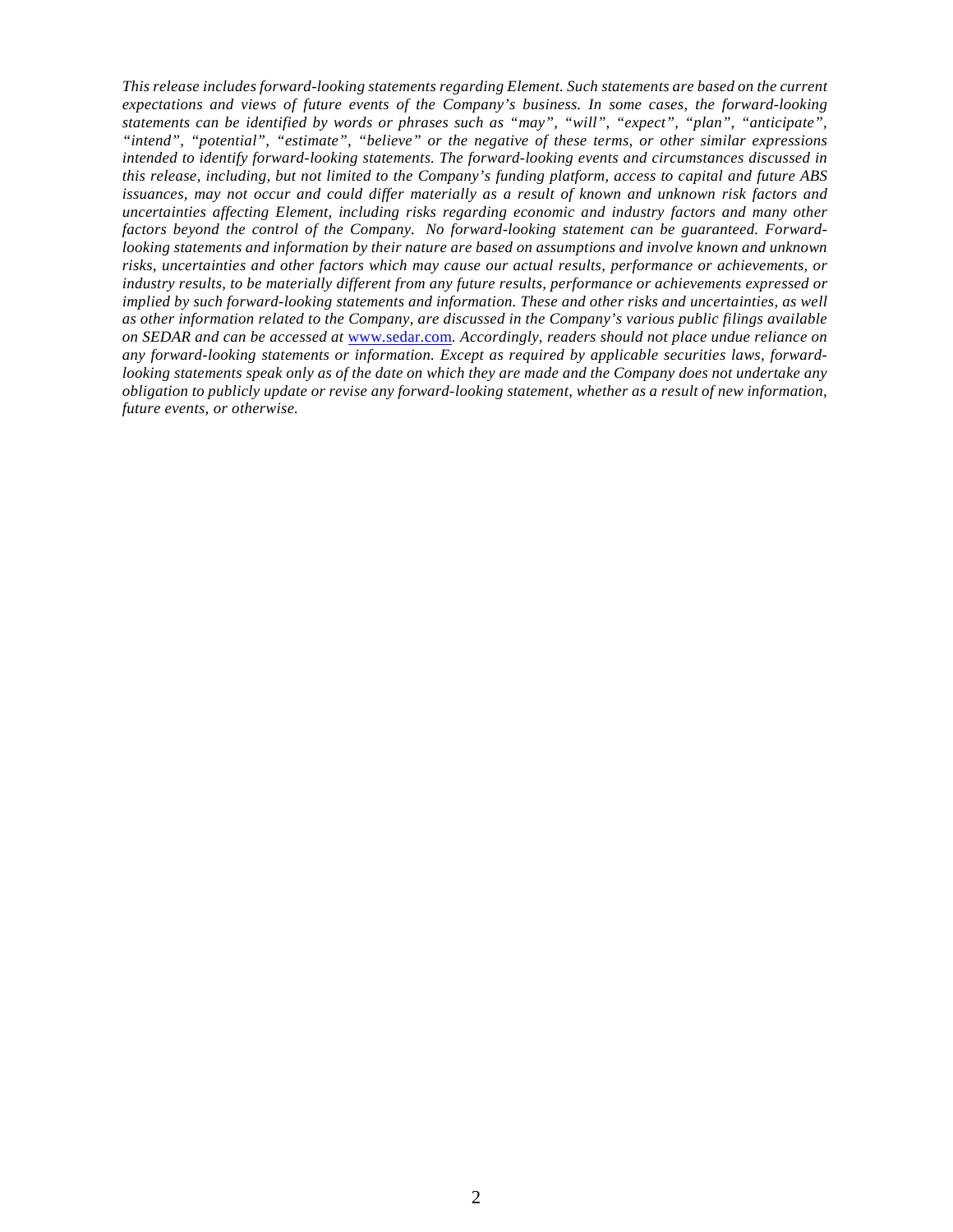*This release includes forward-looking statements regarding Element. Such statements are based on the current expectations and views of future events of the Company's business. In some cases, the forward-looking statements can be identified by words or phrases such as "may", "will", "expect", "plan", "anticipate", "intend", "potential", "estimate", "believe" or the negative of these terms, or other similar expressions intended to identify forward-looking statements. The forward-looking events and circumstances discussed in this release, including, but not limited to the Company's funding platform, access to capital and future ABS issuances, may not occur and could differ materially as a result of known and unknown risk factors and uncertainties affecting Element, including risks regarding economic and industry factors and many other factors beyond the control of the Company. No forward-looking statement can be guaranteed. Forward-looking statements and information by their nature are based on assumptions and involve known and unknown risks, uncertainties and other factors which may cause our actual results, performance or achievements, or industry results, to be materially different from any future results, performance or achievements expressed or implied by such forward-looking statements and information. These and other risks and uncertainties, as well as other information related to the Company, are discussed in the Company's various public filings available on SEDAR and can be accessed at* www.sedar.com*. Accordingly, readers should not place undue reliance on any forward-looking statements or information. Except as required by applicable securities laws, forward-looking statements speak only as of the date on which they are made and the Company does not undertake any obligation to publicly update or revise any forward-looking statement, whether as a result of new information, future events, or otherwise.*